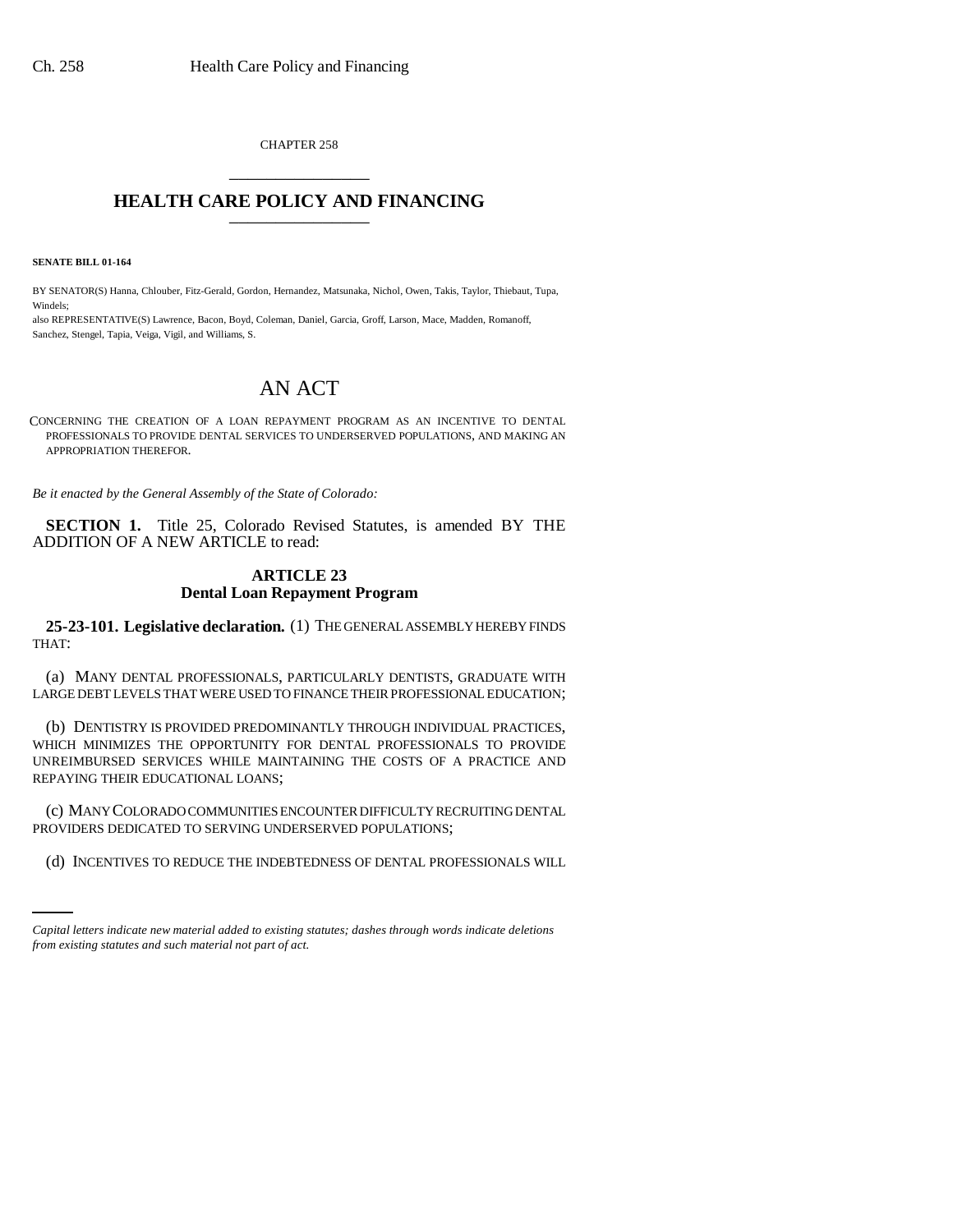CHAPTER 258

# HEALTH CARE POLICY AND FINANCING

**SENATE BILL 01-164**

BY SENATOR(S) Hanna, Chlouber, Fitz-Gerald, Gordon, Hernandez, Matsunaka, Nichol, Owen, Takis, Taylor, Thiebaut, Tupa, Windels;

also REPRESENTATIVE(S) Lawrence, Bacon, Boyd, Coleman, Daniel, Garcia, Groff, Larson, Mace, Madden, Romanoff, Sanchez, Stengel, Tapia, Veiga, Vigil, and Williams, S.

## AN ACT

CONCERNING THE CREATION OF A LOAN REPAYMENT PROGRAM AS AN INCENTIVE TO DENTAL PROFESSIONALS TO PROVIDE DENTAL SERVICES TO UNDERSERVED POPULATIONS, AND MAKING AN APPROPRIATION THEREFOR.

*Be it enacted by the General Assembly of the State of Colorado:*

**SECTION 1.** Title 25, Colorado Revised Statutes, is amended BY THE ADDITION OF A NEW ARTICLE to read:

### ARTICLE 23
### Dental Loan Repayment Program

**25-23-101. Legislative declaration.** (1) THE GENERAL ASSEMBLY HEREBY FINDS THAT:

(a) MANY DENTAL PROFESSIONALS, PARTICULARLY DENTISTS, GRADUATE WITH LARGE DEBT LEVELS THAT WERE USED TO FINANCE THEIR PROFESSIONAL EDUCATION;

(b) DENTISTRY IS PROVIDED PREDOMINANTLY THROUGH INDIVIDUAL PRACTICES, WHICH MINIMIZES THE OPPORTUNITY FOR DENTAL PROFESSIONALS TO PROVIDE UNREIMBURSED SERVICES WHILE MAINTAINING THE COSTS OF A PRACTICE AND REPAYING THEIR EDUCATIONAL LOANS;

(c) MANY COLORADO COMMUNITIES ENCOUNTER DIFFICULTY RECRUITING DENTAL PROVIDERS DEDICATED TO SERVING UNDERSERVED POPULATIONS;

(d) INCENTIVES TO REDUCE THE INDEBTEDNESS OF DENTAL PROFESSIONALS WILL

*Capital letters indicate new material added to existing statutes; dashes through words indicate deletions from existing statutes and such material not part of act.*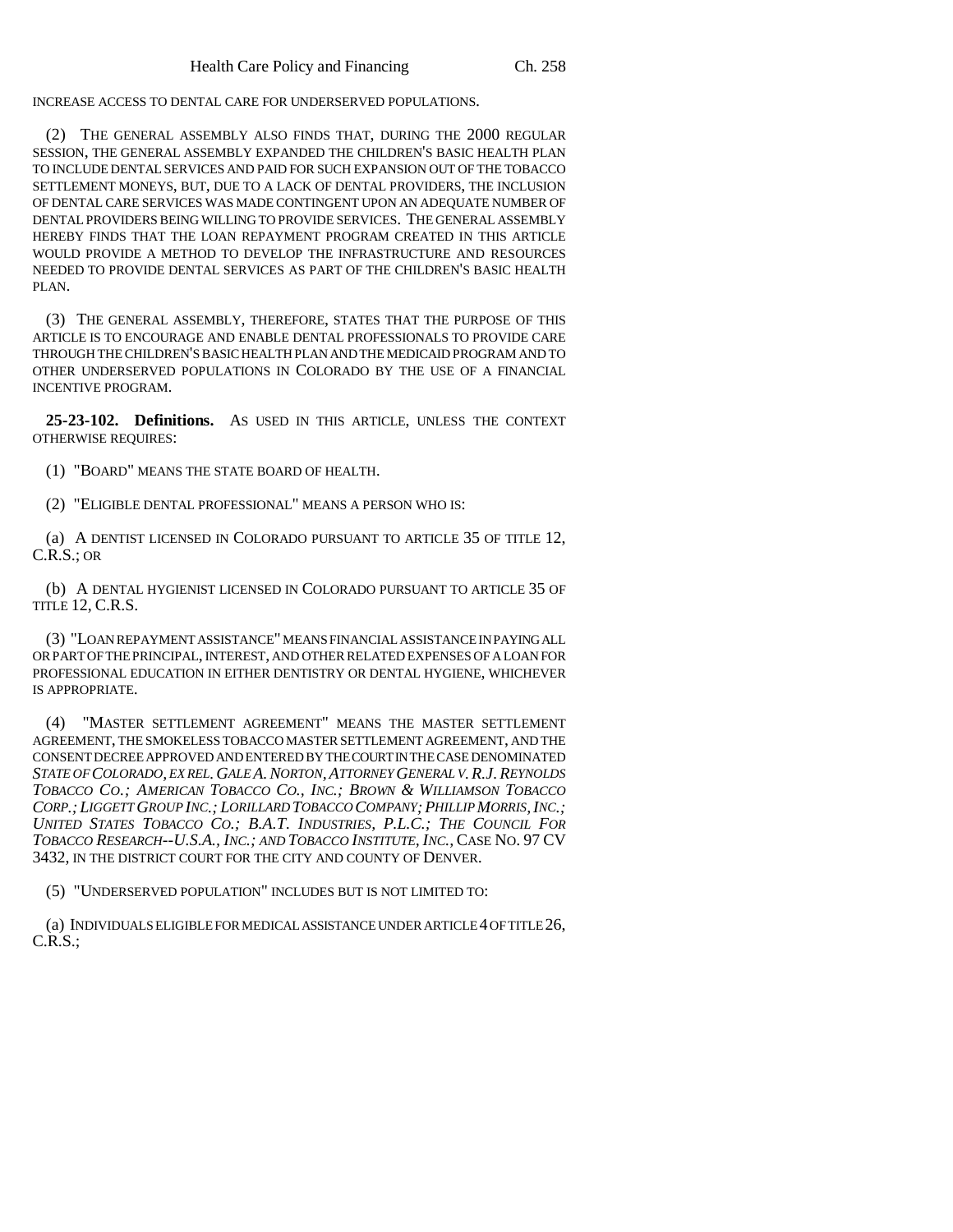INCREASE ACCESS TO DENTAL CARE FOR UNDERSERVED POPULATIONS.

(2) THE GENERAL ASSEMBLY ALSO FINDS THAT, DURING THE 2000 REGULAR SESSION, THE GENERAL ASSEMBLY EXPANDED THE CHILDREN'S BASIC HEALTH PLAN TO INCLUDE DENTAL SERVICES AND PAID FOR SUCH EXPANSION OUT OF THE TOBACCO SETTLEMENT MONEYS, BUT, DUE TO A LACK OF DENTAL PROVIDERS, THE INCLUSION OF DENTAL CARE SERVICES WAS MADE CONTINGENT UPON AN ADEQUATE NUMBER OF DENTAL PROVIDERS BEING WILLING TO PROVIDE SERVICES. THE GENERAL ASSEMBLY HEREBY FINDS THAT THE LOAN REPAYMENT PROGRAM CREATED IN THIS ARTICLE WOULD PROVIDE A METHOD TO DEVELOP THE INFRASTRUCTURE AND RESOURCES NEEDED TO PROVIDE DENTAL SERVICES AS PART OF THE CHILDREN'S BASIC HEALTH PLAN.

(3) THE GENERAL ASSEMBLY, THEREFORE, STATES THAT THE PURPOSE OF THIS ARTICLE IS TO ENCOURAGE AND ENABLE DENTAL PROFESSIONALS TO PROVIDE CARE THROUGH THE CHILDREN'S BASIC HEALTH PLAN AND THE MEDICAID PROGRAM AND TO OTHER UNDERSERVED POPULATIONS IN COLORADO BY THE USE OF A FINANCIAL INCENTIVE PROGRAM.

**25-23-102. Definitions.** AS USED IN THIS ARTICLE, UNLESS THE CONTEXT OTHERWISE REQUIRES:

(1) "BOARD" MEANS THE STATE BOARD OF HEALTH.

(2) "ELIGIBLE DENTAL PROFESSIONAL" MEANS A PERSON WHO IS:

(a) A DENTIST LICENSED IN COLORADO PURSUANT TO ARTICLE 35 OF TITLE 12, C.R.S.; OR

(b) A DENTAL HYGIENIST LICENSED IN COLORADO PURSUANT TO ARTICLE 35 OF TITLE 12, C.R.S.

(3) "LOAN REPAYMENT ASSISTANCE" MEANS FINANCIAL ASSISTANCE IN PAYING ALL OR PART OF THE PRINCIPAL, INTEREST, AND OTHER RELATED EXPENSES OF A LOAN FOR PROFESSIONAL EDUCATION IN EITHER DENTISTRY OR DENTAL HYGIENE, WHICHEVER IS APPROPRIATE.

(4) "MASTER SETTLEMENT AGREEMENT" MEANS THE MASTER SETTLEMENT AGREEMENT, THE SMOKELESS TOBACCO MASTER SETTLEMENT AGREEMENT, AND THE CONSENT DECREE APPROVED AND ENTERED BY THE COURT IN THE CASE DENOMINATED *STATE OF COLORADO, EX REL. GALE A. NORTON, ATTORNEY GENERAL V. R.J. REYNOLDS TOBACCO CO.; AMERICAN TOBACCO CO., INC.; BROWN & WILLIAMSON TOBACCO CORP.; LIGGETT GROUP INC.; LORILLARD TOBACCO COMPANY; PHILLIP MORRIS, INC.; UNITED STATES TOBACCO CO.; B.A.T. INDUSTRIES, P.L.C.; THE COUNCIL FOR TOBACCO RESEARCH--U.S.A., INC.; AND TOBACCO INSTITUTE, INC.*, CASE NO. 97 CV 3432, IN THE DISTRICT COURT FOR THE CITY AND COUNTY OF DENVER.

(5) "UNDERSERVED POPULATION" INCLUDES BUT IS NOT LIMITED TO:

(a) INDIVIDUALS ELIGIBLE FOR MEDICAL ASSISTANCE UNDER ARTICLE 4 OF TITLE 26, C.R.S.;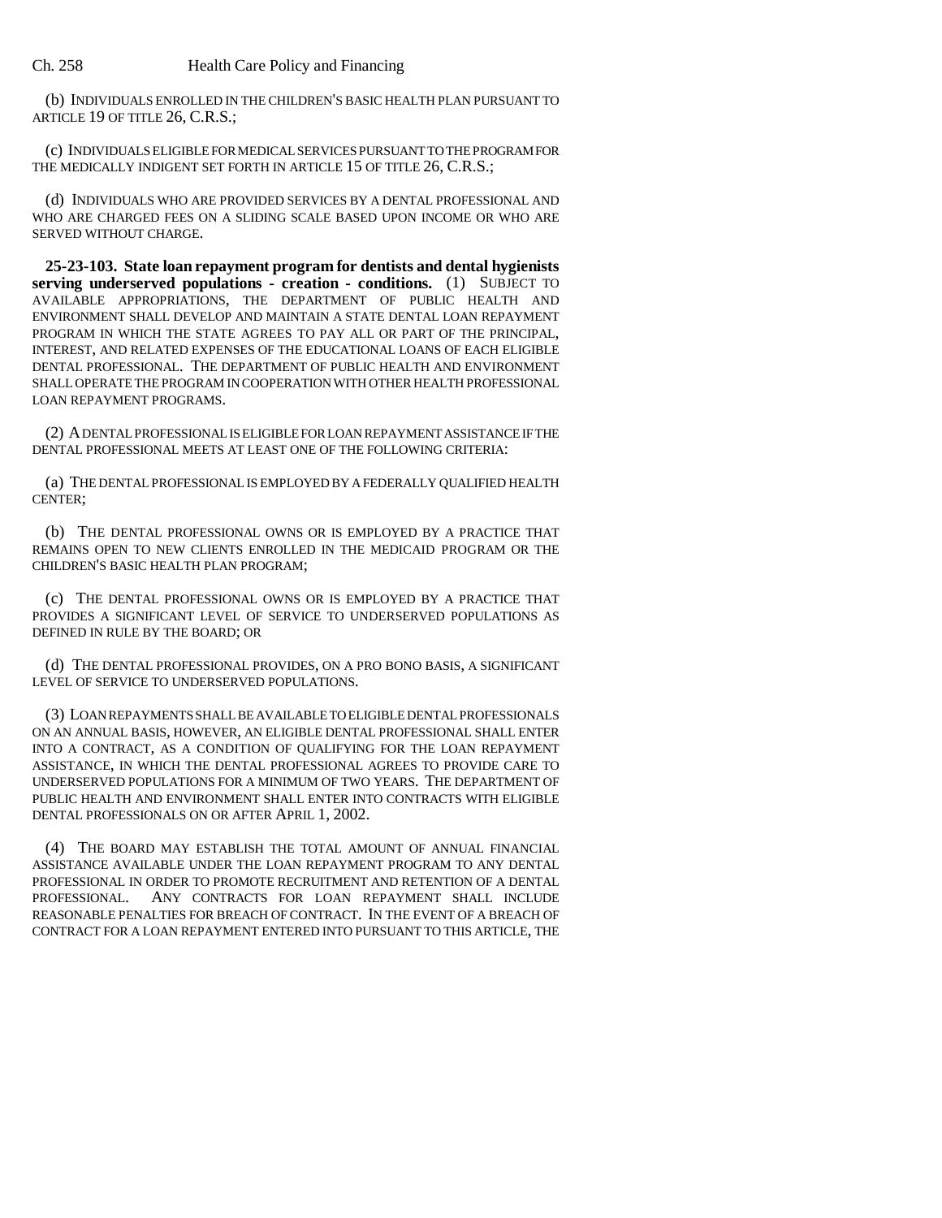(b) INDIVIDUALS ENROLLED IN THE CHILDREN'S BASIC HEALTH PLAN PURSUANT TO ARTICLE 19 OF TITLE 26, C.R.S.;

(c) INDIVIDUALS ELIGIBLE FOR MEDICAL SERVICES PURSUANT TO THE PROGRAM FOR THE MEDICALLY INDIGENT SET FORTH IN ARTICLE 15 OF TITLE 26, C.R.S.;

(d) INDIVIDUALS WHO ARE PROVIDED SERVICES BY A DENTAL PROFESSIONAL AND WHO ARE CHARGED FEES ON A SLIDING SCALE BASED UPON INCOME OR WHO ARE SERVED WITHOUT CHARGE.

**25-23-103. State loan repayment program for dentists and dental hygienists serving underserved populations - creation - conditions.** (1) SUBJECT TO AVAILABLE APPROPRIATIONS, THE DEPARTMENT OF PUBLIC HEALTH AND ENVIRONMENT SHALL DEVELOP AND MAINTAIN A STATE DENTAL LOAN REPAYMENT PROGRAM IN WHICH THE STATE AGREES TO PAY ALL OR PART OF THE PRINCIPAL, INTEREST, AND RELATED EXPENSES OF THE EDUCATIONAL LOANS OF EACH ELIGIBLE DENTAL PROFESSIONAL. THE DEPARTMENT OF PUBLIC HEALTH AND ENVIRONMENT SHALL OPERATE THE PROGRAM IN COOPERATION WITH OTHER HEALTH PROFESSIONAL LOAN REPAYMENT PROGRAMS.

(2) A DENTAL PROFESSIONAL IS ELIGIBLE FOR LOAN REPAYMENT ASSISTANCE IF THE DENTAL PROFESSIONAL MEETS AT LEAST ONE OF THE FOLLOWING CRITERIA:

(a) THE DENTAL PROFESSIONAL IS EMPLOYED BY A FEDERALLY QUALIFIED HEALTH CENTER;

(b) THE DENTAL PROFESSIONAL OWNS OR IS EMPLOYED BY A PRACTICE THAT REMAINS OPEN TO NEW CLIENTS ENROLLED IN THE MEDICAID PROGRAM OR THE CHILDREN'S BASIC HEALTH PLAN PROGRAM;

(c) THE DENTAL PROFESSIONAL OWNS OR IS EMPLOYED BY A PRACTICE THAT PROVIDES A SIGNIFICANT LEVEL OF SERVICE TO UNDERSERVED POPULATIONS AS DEFINED IN RULE BY THE BOARD; OR

(d) THE DENTAL PROFESSIONAL PROVIDES, ON A PRO BONO BASIS, A SIGNIFICANT LEVEL OF SERVICE TO UNDERSERVED POPULATIONS.

(3) LOAN REPAYMENTS SHALL BE AVAILABLE TO ELIGIBLE DENTAL PROFESSIONALS ON AN ANNUAL BASIS, HOWEVER, AN ELIGIBLE DENTAL PROFESSIONAL SHALL ENTER INTO A CONTRACT, AS A CONDITION OF QUALIFYING FOR THE LOAN REPAYMENT ASSISTANCE, IN WHICH THE DENTAL PROFESSIONAL AGREES TO PROVIDE CARE TO UNDERSERVED POPULATIONS FOR A MINIMUM OF TWO YEARS. THE DEPARTMENT OF PUBLIC HEALTH AND ENVIRONMENT SHALL ENTER INTO CONTRACTS WITH ELIGIBLE DENTAL PROFESSIONALS ON OR AFTER APRIL 1, 2002.

(4) THE BOARD MAY ESTABLISH THE TOTAL AMOUNT OF ANNUAL FINANCIAL ASSISTANCE AVAILABLE UNDER THE LOAN REPAYMENT PROGRAM TO ANY DENTAL PROFESSIONAL IN ORDER TO PROMOTE RECRUITMENT AND RETENTION OF A DENTAL PROFESSIONAL. ANY CONTRACTS FOR LOAN REPAYMENT SHALL INCLUDE REASONABLE PENALTIES FOR BREACH OF CONTRACT. IN THE EVENT OF A BREACH OF CONTRACT FOR A LOAN REPAYMENT ENTERED INTO PURSUANT TO THIS ARTICLE, THE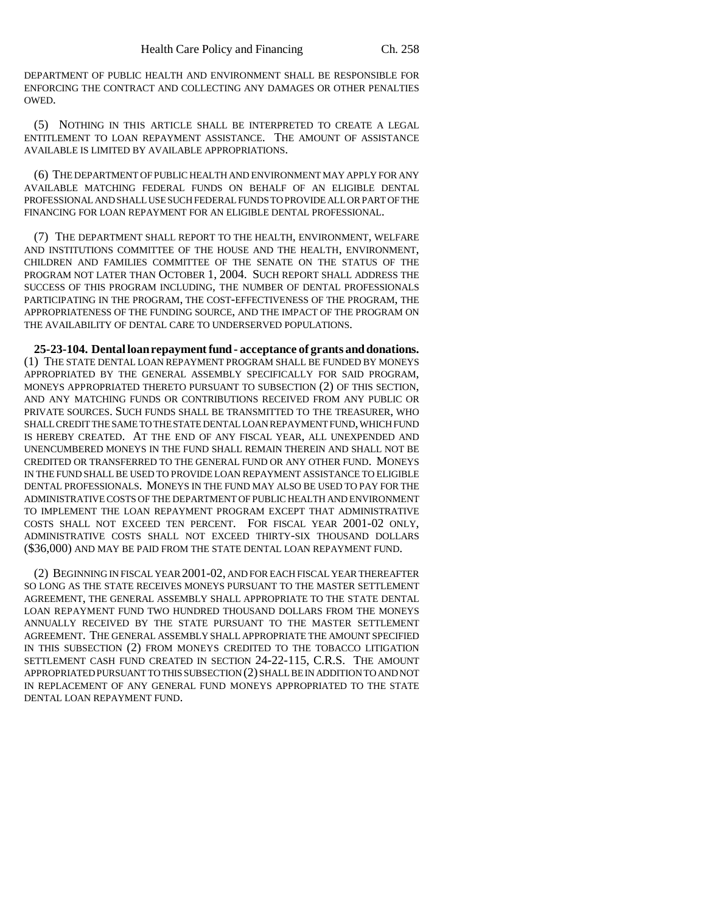DEPARTMENT OF PUBLIC HEALTH AND ENVIRONMENT SHALL BE RESPONSIBLE FOR ENFORCING THE CONTRACT AND COLLECTING ANY DAMAGES OR OTHER PENALTIES OWED.

(5) NOTHING IN THIS ARTICLE SHALL BE INTERPRETED TO CREATE A LEGAL ENTITLEMENT TO LOAN REPAYMENT ASSISTANCE. THE AMOUNT OF ASSISTANCE AVAILABLE IS LIMITED BY AVAILABLE APPROPRIATIONS.

(6) THE DEPARTMENT OF PUBLIC HEALTH AND ENVIRONMENT MAY APPLY FOR ANY AVAILABLE MATCHING FEDERAL FUNDS ON BEHALF OF AN ELIGIBLE DENTAL PROFESSIONAL AND SHALL USE SUCH FEDERAL FUNDS TO PROVIDE ALL OR PART OF THE FINANCING FOR LOAN REPAYMENT FOR AN ELIGIBLE DENTAL PROFESSIONAL.

(7) THE DEPARTMENT SHALL REPORT TO THE HEALTH, ENVIRONMENT, WELFARE AND INSTITUTIONS COMMITTEE OF THE HOUSE AND THE HEALTH, ENVIRONMENT, CHILDREN AND FAMILIES COMMITTEE OF THE SENATE ON THE STATUS OF THE PROGRAM NOT LATER THAN OCTOBER 1, 2004. SUCH REPORT SHALL ADDRESS THE SUCCESS OF THIS PROGRAM INCLUDING, THE NUMBER OF DENTAL PROFESSIONALS PARTICIPATING IN THE PROGRAM, THE COST-EFFECTIVENESS OF THE PROGRAM, THE APPROPRIATENESS OF THE FUNDING SOURCE, AND THE IMPACT OF THE PROGRAM ON THE AVAILABILITY OF DENTAL CARE TO UNDERSERVED POPULATIONS.

**25-23-104. Dental loan repayment fund - acceptance of grants and donations.** (1) THE STATE DENTAL LOAN REPAYMENT PROGRAM SHALL BE FUNDED BY MONEYS APPROPRIATED BY THE GENERAL ASSEMBLY SPECIFICALLY FOR SAID PROGRAM, MONEYS APPROPRIATED THERETO PURSUANT TO SUBSECTION (2) OF THIS SECTION, AND ANY MATCHING FUNDS OR CONTRIBUTIONS RECEIVED FROM ANY PUBLIC OR PRIVATE SOURCES. SUCH FUNDS SHALL BE TRANSMITTED TO THE TREASURER, WHO SHALL CREDIT THE SAME TO THE STATE DENTAL LOAN REPAYMENT FUND, WHICH FUND IS HEREBY CREATED. AT THE END OF ANY FISCAL YEAR, ALL UNEXPENDED AND UNENCUMBERED MONEYS IN THE FUND SHALL REMAIN THEREIN AND SHALL NOT BE CREDITED OR TRANSFERRED TO THE GENERAL FUND OR ANY OTHER FUND. MONEYS IN THE FUND SHALL BE USED TO PROVIDE LOAN REPAYMENT ASSISTANCE TO ELIGIBLE DENTAL PROFESSIONALS. MONEYS IN THE FUND MAY ALSO BE USED TO PAY FOR THE ADMINISTRATIVE COSTS OF THE DEPARTMENT OF PUBLIC HEALTH AND ENVIRONMENT TO IMPLEMENT THE LOAN REPAYMENT PROGRAM EXCEPT THAT ADMINISTRATIVE COSTS SHALL NOT EXCEED TEN PERCENT. FOR FISCAL YEAR 2001-02 ONLY, ADMINISTRATIVE COSTS SHALL NOT EXCEED THIRTY-SIX THOUSAND DOLLARS ($36,000) AND MAY BE PAID FROM THE STATE DENTAL LOAN REPAYMENT FUND.

(2) BEGINNING IN FISCAL YEAR 2001-02, AND FOR EACH FISCAL YEAR THEREAFTER SO LONG AS THE STATE RECEIVES MONEYS PURSUANT TO THE MASTER SETTLEMENT AGREEMENT, THE GENERAL ASSEMBLY SHALL APPROPRIATE TO THE STATE DENTAL LOAN REPAYMENT FUND TWO HUNDRED THOUSAND DOLLARS FROM THE MONEYS ANNUALLY RECEIVED BY THE STATE PURSUANT TO THE MASTER SETTLEMENT AGREEMENT. THE GENERAL ASSEMBLY SHALL APPROPRIATE THE AMOUNT SPECIFIED IN THIS SUBSECTION (2) FROM MONEYS CREDITED TO THE TOBACCO LITIGATION SETTLEMENT CASH FUND CREATED IN SECTION 24-22-115, C.R.S. THE AMOUNT APPROPRIATED PURSUANT TO THIS SUBSECTION (2) SHALL BE IN ADDITION TO AND NOT IN REPLACEMENT OF ANY GENERAL FUND MONEYS APPROPRIATED TO THE STATE DENTAL LOAN REPAYMENT FUND.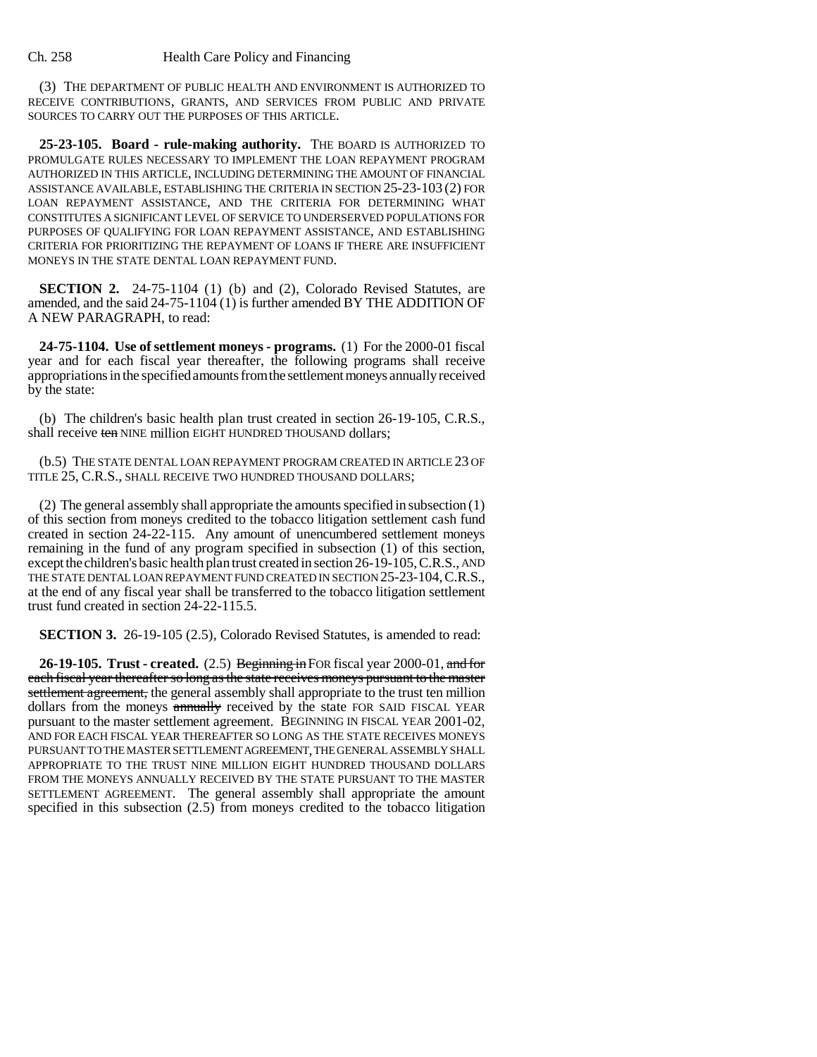(3) THE DEPARTMENT OF PUBLIC HEALTH AND ENVIRONMENT IS AUTHORIZED TO RECEIVE CONTRIBUTIONS, GRANTS, AND SERVICES FROM PUBLIC AND PRIVATE SOURCES TO CARRY OUT THE PURPOSES OF THIS ARTICLE.

**25-23-105. Board - rule-making authority.** THE BOARD IS AUTHORIZED TO PROMULGATE RULES NECESSARY TO IMPLEMENT THE LOAN REPAYMENT PROGRAM AUTHORIZED IN THIS ARTICLE, INCLUDING DETERMINING THE AMOUNT OF FINANCIAL ASSISTANCE AVAILABLE, ESTABLISHING THE CRITERIA IN SECTION 25-23-103 (2) FOR LOAN REPAYMENT ASSISTANCE, AND THE CRITERIA FOR DETERMINING WHAT CONSTITUTES A SIGNIFICANT LEVEL OF SERVICE TO UNDERSERVED POPULATIONS FOR PURPOSES OF QUALIFYING FOR LOAN REPAYMENT ASSISTANCE, AND ESTABLISHING CRITERIA FOR PRIORITIZING THE REPAYMENT OF LOANS IF THERE ARE INSUFFICIENT MONEYS IN THE STATE DENTAL LOAN REPAYMENT FUND.

**SECTION 2.** 24-75-1104 (1) (b) and (2), Colorado Revised Statutes, are amended, and the said 24-75-1104 (1) is further amended BY THE ADDITION OF A NEW PARAGRAPH, to read:

**24-75-1104. Use of settlement moneys - programs.** (1) For the 2000-01 fiscal year and for each fiscal year thereafter, the following programs shall receive appropriations in the specified amounts from the settlement moneys annually received by the state:

(b) The children's basic health plan trust created in section 26-19-105, C.R.S., shall receive ~~ten~~ NINE million EIGHT HUNDRED THOUSAND dollars;

(b.5) THE STATE DENTAL LOAN REPAYMENT PROGRAM CREATED IN ARTICLE 23 OF TITLE 25, C.R.S., SHALL RECEIVE TWO HUNDRED THOUSAND DOLLARS;

(2) The general assembly shall appropriate the amounts specified in subsection (1) of this section from moneys credited to the tobacco litigation settlement cash fund created in section 24-22-115. Any amount of unencumbered settlement moneys remaining in the fund of any program specified in subsection (1) of this section, except the children's basic health plan trust created in section 26-19-105, C.R.S., AND THE STATE DENTAL LOAN REPAYMENT FUND CREATED IN SECTION 25-23-104, C.R.S., at the end of any fiscal year shall be transferred to the tobacco litigation settlement trust fund created in section 24-22-115.5.

**SECTION 3.** 26-19-105 (2.5), Colorado Revised Statutes, is amended to read:

**26-19-105. Trust - created.** (2.5) ~~Beginning in~~ FOR fiscal year 2000-01, ~~and for each fiscal year thereafter so long as the state receives moneys pursuant to the master settlement agreement,~~ the general assembly shall appropriate to the trust ten million dollars from the moneys ~~annually~~ received by the state FOR SAID FISCAL YEAR pursuant to the master settlement agreement. BEGINNING IN FISCAL YEAR 2001-02, AND FOR EACH FISCAL YEAR THEREAFTER SO LONG AS THE STATE RECEIVES MONEYS PURSUANT TO THE MASTER SETTLEMENT AGREEMENT, THE GENERAL ASSEMBLY SHALL APPROPRIATE TO THE TRUST NINE MILLION EIGHT HUNDRED THOUSAND DOLLARS FROM THE MONEYS ANNUALLY RECEIVED BY THE STATE PURSUANT TO THE MASTER SETTLEMENT AGREEMENT. The general assembly shall appropriate the amount specified in this subsection (2.5) from moneys credited to the tobacco litigation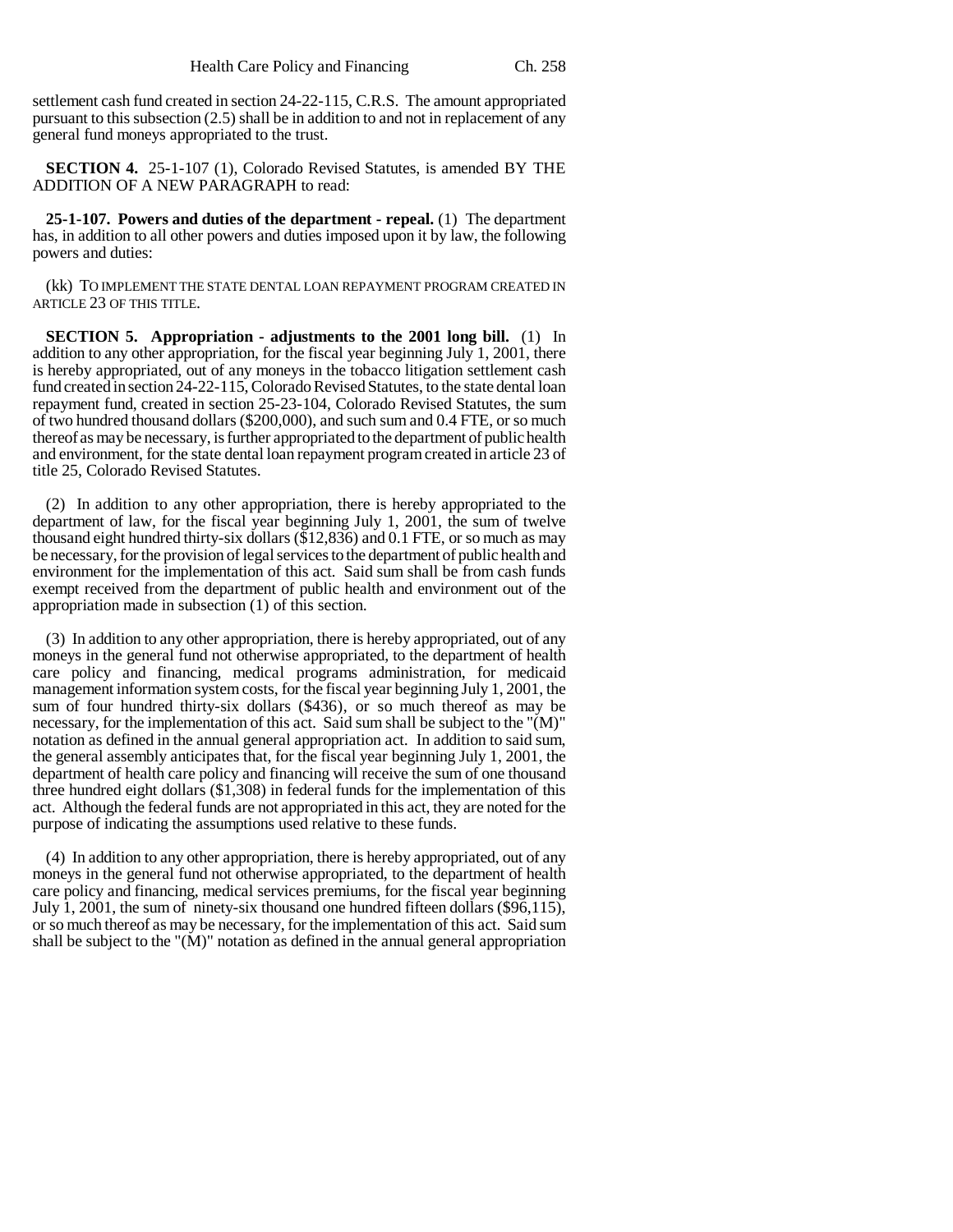settlement cash fund created in section 24-22-115, C.R.S. The amount appropriated pursuant to this subsection (2.5) shall be in addition to and not in replacement of any general fund moneys appropriated to the trust.

**SECTION 4.** 25-1-107 (1), Colorado Revised Statutes, is amended BY THE ADDITION OF A NEW PARAGRAPH to read:

**25-1-107. Powers and duties of the department - repeal.** (1) The department has, in addition to all other powers and duties imposed upon it by law, the following powers and duties:

(kk) TO IMPLEMENT THE STATE DENTAL LOAN REPAYMENT PROGRAM CREATED IN ARTICLE 23 OF THIS TITLE.

**SECTION 5. Appropriation - adjustments to the 2001 long bill.** (1) In addition to any other appropriation, for the fiscal year beginning July 1, 2001, there is hereby appropriated, out of any moneys in the tobacco litigation settlement cash fund created in section 24-22-115, Colorado Revised Statutes, to the state dental loan repayment fund, created in section 25-23-104, Colorado Revised Statutes, the sum of two hundred thousand dollars ($200,000), and such sum and 0.4 FTE, or so much thereof as may be necessary, is further appropriated to the department of public health and environment, for the state dental loan repayment program created in article 23 of title 25, Colorado Revised Statutes.

(2) In addition to any other appropriation, there is hereby appropriated to the department of law, for the fiscal year beginning July 1, 2001, the sum of twelve thousand eight hundred thirty-six dollars ($12,836) and 0.1 FTE, or so much as may be necessary, for the provision of legal services to the department of public health and environment for the implementation of this act. Said sum shall be from cash funds exempt received from the department of public health and environment out of the appropriation made in subsection (1) of this section.

(3) In addition to any other appropriation, there is hereby appropriated, out of any moneys in the general fund not otherwise appropriated, to the department of health care policy and financing, medical programs administration, for medicaid management information system costs, for the fiscal year beginning July 1, 2001, the sum of four hundred thirty-six dollars ($436), or so much thereof as may be necessary, for the implementation of this act. Said sum shall be subject to the "(M)" notation as defined in the annual general appropriation act. In addition to said sum, the general assembly anticipates that, for the fiscal year beginning July 1, 2001, the department of health care policy and financing will receive the sum of one thousand three hundred eight dollars ($1,308) in federal funds for the implementation of this act. Although the federal funds are not appropriated in this act, they are noted for the purpose of indicating the assumptions used relative to these funds.

(4) In addition to any other appropriation, there is hereby appropriated, out of any moneys in the general fund not otherwise appropriated, to the department of health care policy and financing, medical services premiums, for the fiscal year beginning July 1, 2001, the sum of ninety-six thousand one hundred fifteen dollars ($96,115), or so much thereof as may be necessary, for the implementation of this act. Said sum shall be subject to the "(M)" notation as defined in the annual general appropriation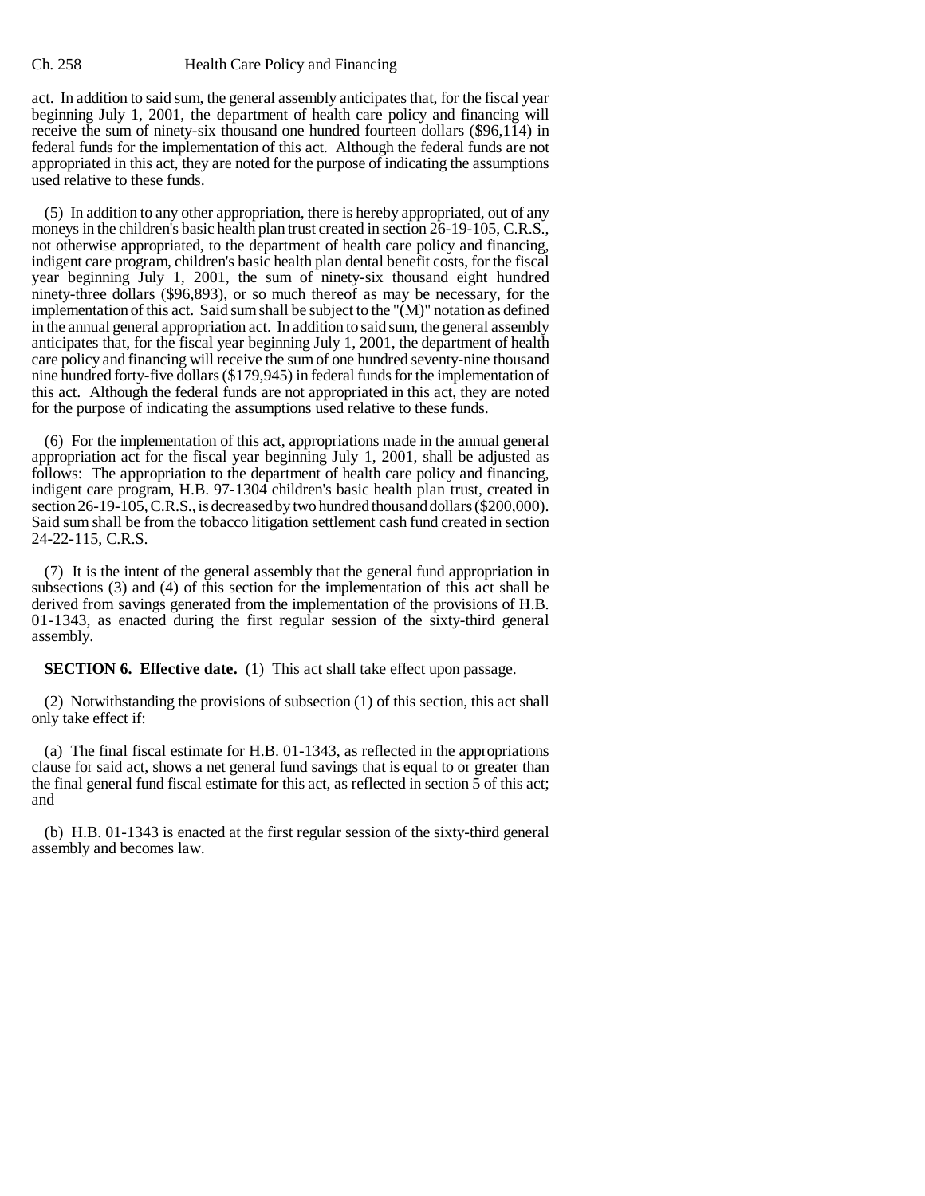act. In addition to said sum, the general assembly anticipates that, for the fiscal year beginning July 1, 2001, the department of health care policy and financing will receive the sum of ninety-six thousand one hundred fourteen dollars ($96,114) in federal funds for the implementation of this act. Although the federal funds are not appropriated in this act, they are noted for the purpose of indicating the assumptions used relative to these funds.

(5) In addition to any other appropriation, there is hereby appropriated, out of any moneys in the children's basic health plan trust created in section 26-19-105, C.R.S., not otherwise appropriated, to the department of health care policy and financing, indigent care program, children's basic health plan dental benefit costs, for the fiscal year beginning July 1, 2001, the sum of ninety-six thousand eight hundred ninety-three dollars ($96,893), or so much thereof as may be necessary, for the implementation of this act. Said sum shall be subject to the "(M)" notation as defined in the annual general appropriation act. In addition to said sum, the general assembly anticipates that, for the fiscal year beginning July 1, 2001, the department of health care policy and financing will receive the sum of one hundred seventy-nine thousand nine hundred forty-five dollars ($179,945) in federal funds for the implementation of this act. Although the federal funds are not appropriated in this act, they are noted for the purpose of indicating the assumptions used relative to these funds.

(6) For the implementation of this act, appropriations made in the annual general appropriation act for the fiscal year beginning July 1, 2001, shall be adjusted as follows: The appropriation to the department of health care policy and financing, indigent care program, H.B. 97-1304 children's basic health plan trust, created in section 26-19-105, C.R.S., is decreased by two hundred thousand dollars ($200,000). Said sum shall be from the tobacco litigation settlement cash fund created in section 24-22-115, C.R.S.

(7) It is the intent of the general assembly that the general fund appropriation in subsections (3) and (4) of this section for the implementation of this act shall be derived from savings generated from the implementation of the provisions of H.B. 01-1343, as enacted during the first regular session of the sixty-third general assembly.

**SECTION 6. Effective date.** (1) This act shall take effect upon passage.

(2) Notwithstanding the provisions of subsection (1) of this section, this act shall only take effect if:

(a) The final fiscal estimate for H.B. 01-1343, as reflected in the appropriations clause for said act, shows a net general fund savings that is equal to or greater than the final general fund fiscal estimate for this act, as reflected in section 5 of this act; and

(b) H.B. 01-1343 is enacted at the first regular session of the sixty-third general assembly and becomes law.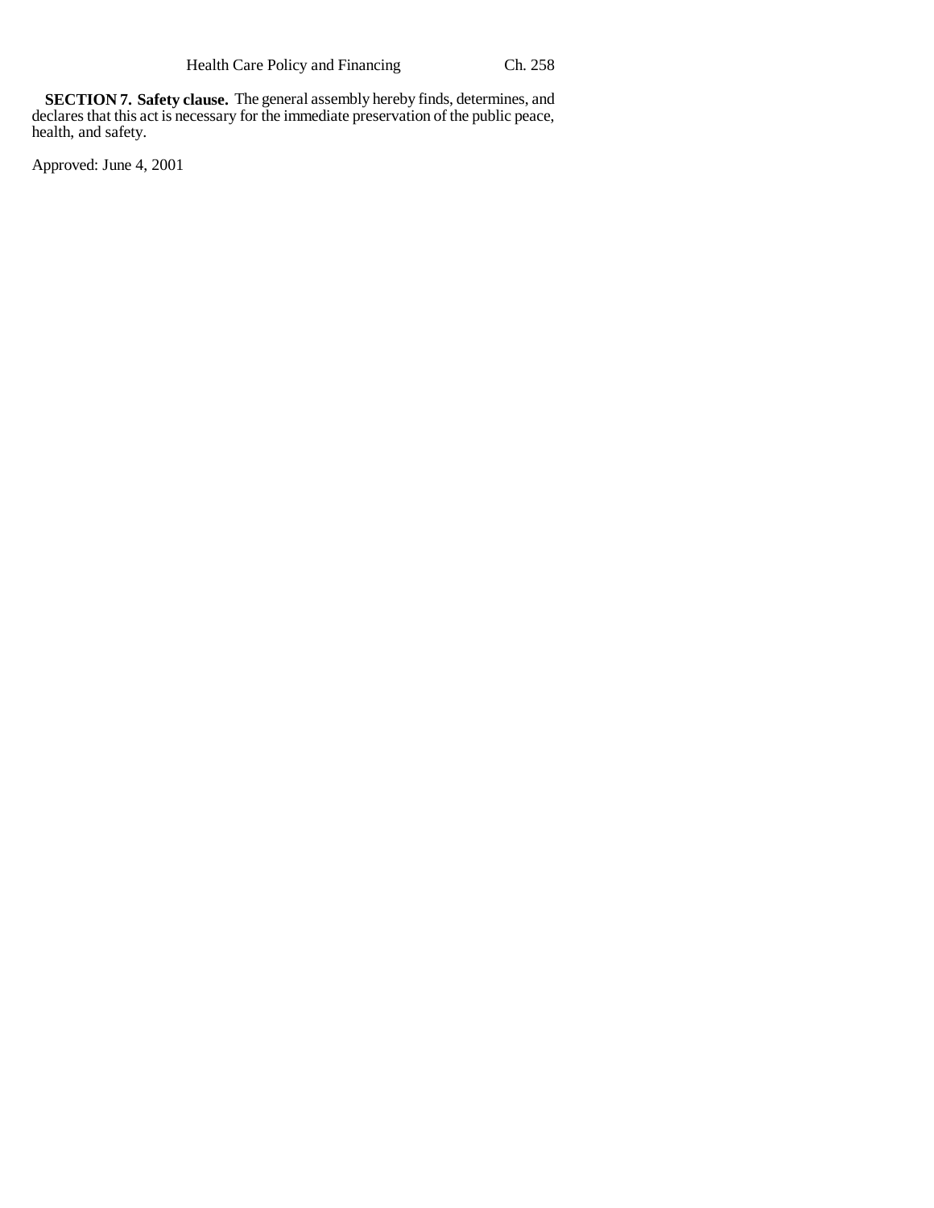**SECTION 7. Safety clause.** The general assembly hereby finds, determines, and declares that this act is necessary for the immediate preservation of the public peace, health, and safety.

Approved: June 4, 2001